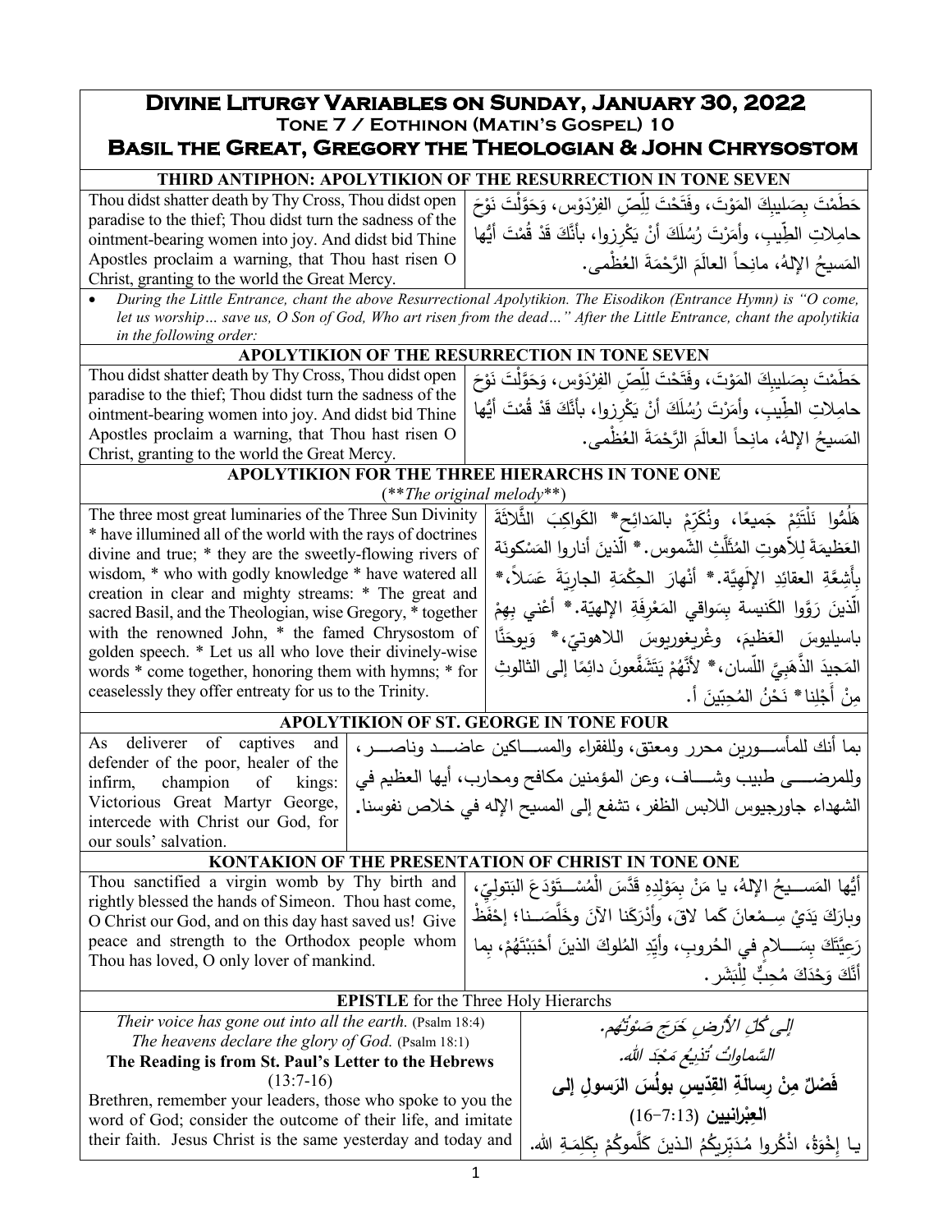# Divine Liturgy Variables on Sunday, January 30, 2022

## Tone 7 / Eothinon (Matin's Gospel) 10

## Basil the Great, Gregory the Theologian & John Chrysostom

### THIRD ANTIPHON: APOLYTIKION OF THE RESURRECTION IN TONE SEVEN

| | |
|---|---|
| Thou didst shatter death by Thy Cross, Thou didst open paradise to the thief; Thou didst turn the sadness of the ointment-bearing women into joy. And didst bid Thine Apostles proclaim a warning, that Thou hast risen O Christ, granting to the world the Great Mercy. | حَطَمْتَ بِصَليبِكَ المَوْتَ، وفَتَحْتَ لِلِّصِّ الفِرْدَوْس، وَحَوَّلْتَ نَوْحَ حامِلاتِ الطِّيبِ، وأَمَرْتَ رُسُلَكَ أَنْ يَكْرِزوا، بأَنَّكَ قَدْ قُمْتَ أَيُّها المَسيحُ الإِلهُ، مانِحاً العالَمَ الرَّحْمَةَ العُظْمى. |

- *During the Little Entrance, chant the above Resurrectional Apolytikion. The Eisodikon (Entrance Hymn) is "O come, let us worship… save us, O Son of God, Who art risen from the dead…" After the Little Entrance, chant the apolytikia in the following order:*

### APOLYTIKION OF THE RESURRECTION IN TONE SEVEN

| | |
|---|---|
| Thou didst shatter death by Thy Cross, Thou didst open paradise to the thief; Thou didst turn the sadness of the ointment-bearing women into joy. And didst bid Thine Apostles proclaim a warning, that Thou hast risen O Christ, granting to the world the Great Mercy. | حَطَمْتَ بِصَليبِكَ المَوْتَ، وفَتَحْتَ لِلِّصِّ الفِرْدَوْس، وَحَوَّلْتَ نَوْحَ حامِلاتِ الطِّيبِ، وأَمَرْتَ رُسُلَكَ أَنْ يَكْرِزوا، بأَنَّكَ قَدْ قُمْتَ أَيُّها المَسيحُ الإِلهُ، مانِحاً العالَمَ الرَّحْمَةَ العُظْمى. |

### APOLYTIKION FOR THE THREE HIERARCHS IN TONE ONE

(***The original melody***)

| | |
|---|---|
| The three most great luminaries of the Three Sun Divinity * have illumined all of the world with the rays of doctrines divine and true; * they are the sweetly-flowing rivers of wisdom, * who with godly knowledge * have watered all creation in clear and mighty streams: * The great and sacred Basil, and the Theologian, wise Gregory, * together with the renowned John, * the famed Chrysostom of golden speech. * Let us all who love their divinely-wise words * come together, honoring them with hymns; * for ceaselessly they offer entreaty for us to the Trinity. | هَلُمُّوا نَلْتَئِمْ جَميعًا، ونُكَرِّمْ بالمَدائِحِ* الكَواكِبَ الثَّلاثَةَ العَظيمَةَ لِلاَّهوتِ المُثَلَّثِ الشّموس.* الّذينَ أَناروا المَسْكونَةَ بِأَشِعَّةِ العقائِدِ الإِلَهِيَّة.* أَنْهارَ الحِكْمَةِ الجارِيَةَ عَسَلاً،* الّذينَ رَوَّوا الكَنيسة بِسَواقي المَعْرِفَةِ الإِلهيّة.* أَعْني بِهِمْ باسيليوسَ العَظيمَ، وغْريغوريوسَ اللاهوتيّ،* وَيوحَنَّا المَجيدَ الذَّهَبِيَّ اللّسان،* لأَنَّهُمْ يَتَشَفَّعونَ دائِمًا إِلى الثالوثِ مِنْ أَجْلِنا* نَحْنُ المُحِبّينَ أ. |

### APOLYTIKION OF ST. GEORGE IN TONE FOUR

| | |
|---|---|
| As deliverer of captives and defender of the poor, healer of the infirm, champion of kings: Victorious Great Martyr George, intercede with Christ our God, for our souls' salvation. | بما أنك للمأســورين محرر ومعتق، وللفقراء والمســاكين عاضــد وناصــر، وللمرضـــى طبيب وشـــاف، وعن المؤمنين مكافح ومحارب، أيها العظيم في الشهداء جاورجيوس اللابس الظفر، تشفع إلى المسيح الإله في خلاص نفوسنا. |

### KONTAKION OF THE PRESENTATION OF CHRIST IN TONE ONE

| | |
|---|---|
| Thou sanctified a virgin womb by Thy birth and rightly blessed the hands of Simeon. Thou hast come, O Christ our God, and on this day hast saved us! Give peace and strength to the Orthodox people whom Thou has loved, O only lover of mankind. | أَيُّها المَســيحُ الإلهُ، يا مَنْ بِمَوْلِدِهِ قَدَّسَ المُسْــتَوْدَعَ البَتوليّ، وبارَكَ يَدَيْ سِــمْعانَ كَما لاقَ، وأَدْرَكَنا الآنَ وخَلَّصَــنا؛ إحْفَظْ رَعِيَّتَكَ بِسَـــلامٍ في الحُروبِ، وأَيِّدِ المُلوكَ الذينَ أَحْبَبْتَهُمْ، بِما أَنَّكَ وَحْدَكَ مُحِبٌّ لِلْبَشَر. |

### EPISTLE for the Three Holy Hierarchs

| | |
|---|---|
| *Their voice has gone out into all the earth.* (Psalm 18:4) | *إِلى كُلِّ الأَرْضِ خَرَجَ صَوْتُهُم.* |
| *The heavens declare the glory of God.* (Psalm 18:1) | *السَّماواتُ تُذيعُ مَجْدَ الله.* |
| **The Reading is from St. Paul's Letter to the Hebrews** (13:7-16) | **فَصْلٌ مِنْ رِسالَةِ القِدّيسِ بولُسَ الرَسولِ إلى العِبْرانيين** (13:7–16) |
| Brethren, remember your leaders, those who spoke to you the word of God; consider the outcome of their life, and imitate their faith. Jesus Christ is the same yesterday and today and | يـا إِخْوَةُ، اذْكُروا مُدَبِّريكُمْ الـذينَ كَلَّموكُمْ بِكَلِمَـةِ الله. |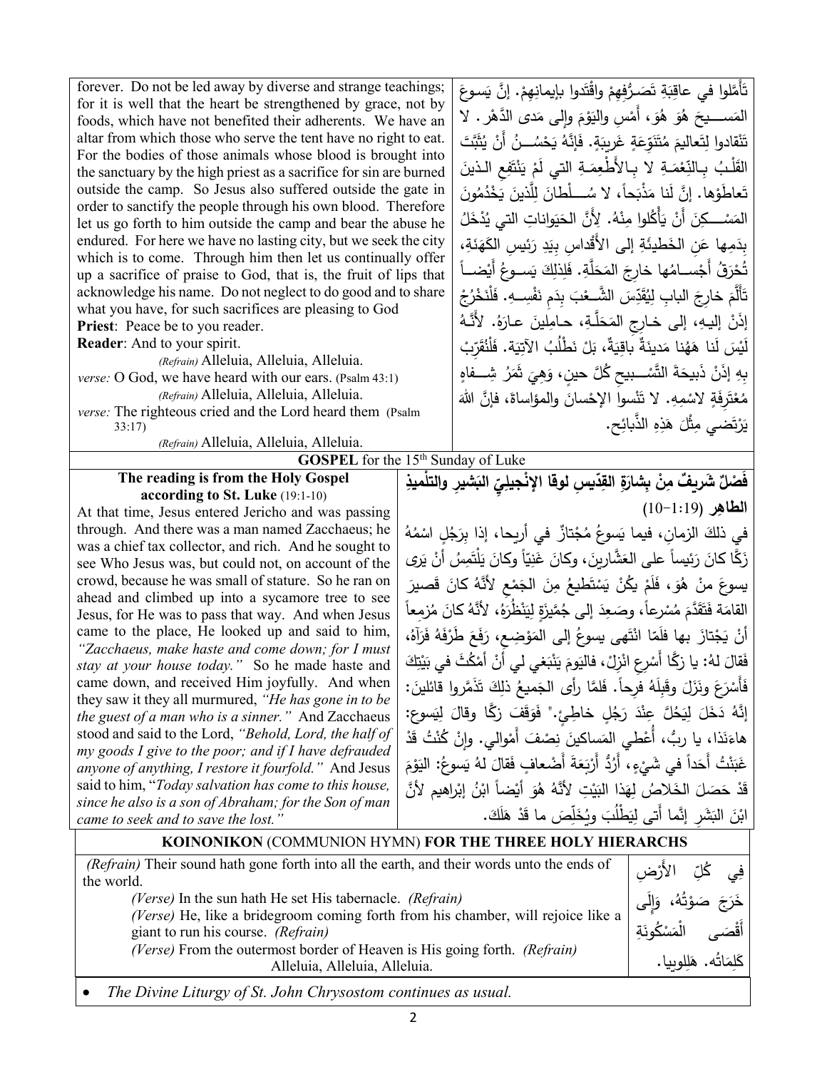forever. Do not be led away by diverse and strange teachings; for it is well that the heart be strengthened by grace, not by foods, which have not benefited their adherents. We have an altar from which those who serve the tent have no right to eat. For the bodies of those animals whose blood is brought into the sanctuary by the high priest as a sacrifice for sin are burned outside the camp. So Jesus also suffered outside the gate in order to sanctify the people through his own blood. Therefore let us go forth to him outside the camp and bear the abuse he endured. For here we have no lasting city, but we seek the city which is to come. Through him then let us continually offer up a sacrifice of praise to God, that is, the fruit of lips that acknowledge his name. Do not neglect to do good and to share what you have, for such sacrifices are pleasing to God

**Priest**: Peace be to you reader.

**Reader**: And to your spirit.

*(Refrain)* Alleluia, Alleluia, Alleluia.

*verse:* O God, we have heard with our ears. (Psalm 43:1)

*(Refrain)* Alleluia, Alleluia, Alleluia.

*verse:* The righteous cried and the Lord heard them (Psalm 33:17)

*(Refrain)* Alleluia, Alleluia, Alleluia.

تَأَمَّلوا في عاقِبَةِ تَصَرُّفِهِمْ واقْتَدوا بإيمانِهِمْ. إنَّ يَسوعَ المَسيحَ هُوَ هُوَ، أَمْسِ واليَوْمَ وإلى مَدى الدَّهْر. لا تَنْقادوا لِتَعاليمَ مُتَنَوِّعَةٍ غَريبَةٍ. فإنَّهُ يَحْسُنُ أنْ يُثَبَّتَ القَلْبُ بِالنِّعْمَةِ لا بِالأَطْعِمَةِ التي لَمْ يَنْتَفِعِ الذينَ تَعاطَوْها. إنَّ لَنا مَذْبَحاً، لا سُلْطانَ لِلَّذينَ يَخْدُمونَ المَسْكِنَ أنْ يَأْكُلوا مِنْهُ. لأَنَّ الحَيَواناتِ التي يُدْخَلُ بِدَمِها عَنِ الخَطيئَةِ إلى الأَقْداسِ بِيَدِ رَئيسِ الكَهَنَةِ، تُحْرَقُ أَجْسامُها خارِجَ المَحَلَّةِ. فَلِذلِكَ يَسوعُ أَيْضاً تَأَلَّمَ خارِجَ البابِ لِيُقَدِّسَ الشَّعْبَ بِدَمِ نَفْسِهِ. فَلْنَخْرُجْ إذَنْ إلَيهِ، إلى خارِجِ المَحَلَّةِ، حامِلينَ عارَهُ. لأَنَّهُ لَيْسَ لَنا هَهُنا مَدينَةٌ باقِيَةٌ، بَلْ نَطْلُبُ الآتِيَة. فَلْنُقَرِّبْ بِهِ إذَنْ ذَبيحَةَ التَّسْبيحِ كُلَّ حينٍ، وَهِيَ ثَمَرُ شِفاهٍ مُعْتَرِفَةٍ لاسْمِهِ. لا تَنْسوا الإحْسانَ والمؤاساةَ، فإنَّ اللهَ يَرْتَضي مِثْلَ هَذِهِ الذَّبائِح.

## GOSPEL for the 15th Sunday of Luke

**The reading is from the Holy Gospel according to St. Luke** (19:1-10)

At that time, Jesus entered Jericho and was passing through. And there was a man named Zacchaeus; he was a chief tax collector, and rich. And he sought to see Who Jesus was, but could not, on account of the crowd, because he was small of stature. So he ran on ahead and climbed up into a sycamore tree to see Jesus, for He was to pass that way. And when Jesus came to the place, He looked up and said to him, *"Zacchaeus, make haste and come down; for I must stay at your house today."* So he made haste and came down, and received Him joyfully. And when they saw it they all murmured, *"He has gone in to be the guest of a man who is a sinner."* And Zacchaeus stood and said to the Lord, *"Behold, Lord, the half of my goods I give to the poor; and if I have defrauded anyone of anything, I restore it fourfold."* And Jesus said to him, "*Today salvation has come to this house, since he also is a son of Abraham; for the Son of man came to seek and to save the lost."*

**فَصْلٌ شَريفٌ مِنْ بِشارَةِ القِدّيسِ لوقا الإنْجيلِيِّ البَشيرِ والتِلْميذِ الطاهِر** (19:1-10)

في ذلكَ الزمانِ، فيما يَسوعُ مُجْتازٌ في أريحا، إذا بِرَجُلٍ اسْمُهُ زَكَّا كانَ رَئيساً على العَشّارينَ، وكانَ غَنِيّاً وكانَ يَلْتَمِسُ أنْ يَرى يسوعَ مَنْ هُوَ، فَلَمْ يكُنْ يَسْتَطيعُ مِنَ الجَمْعِ لأنَّهُ كانَ قَصيرَ القامَة فَتَقَدَّمَ مُسْرِعاً، وصَعِدَ إلى جُمَّيزَةٍ لِيَنْظُرَهُ، لأنَّهُ كانَ مُزمِعاً أنْ يَجْتازَ بها فلَمّا انْتَهى يسوعُ إلى المَوْضِعِ، رَفَعَ طَرْفَهُ فَرَآهُ، فَقالَ لهُ: يا زَكَّا أَسْرِعِ انْزِلْ، فاليَومَ يَنْبَغي لي أنْ أَمْكُثَ في بَيْتِكَ فَأَسْرَعَ ونَزَلَ وقَبِلَهُ فرِحاً. فَلمَّا رأى الجَميعُ ذلِكَ تَذَمَّروا قائلينَ: إنَّهُ دَخَلَ لِيَحُلَّ عِنْدَ رَجُلٍ خاطِئٍ." فَوَقَفَ زَكَّا وقالَ لِيَسوع: هاءَنَذا، يا ربُّ، أُعْطي المَساكينَ نِصْفَ أَمْوالي. وإنْ كُنْتُ قَدْ غَبَنْتُ أَحَداً في شَيْءٍ، أَرُدُّ أَرْبَعَةَ أَضْعافٍ فَقالَ لهُ يَسوعُ: اليَوْمَ قَدْ حَصَلَ الخَلاصُ لِهَذا البَيْتِ لأنَّهُ هُوَ أيْضاً ابْنُ إبْراهيم لأنَّ ابْنَ البَشَرِ إنَّما أَتى لِيَطْلُبَ ويُخَلِّصَ ما قَدْ هَلَكَ.

## KOINONIKON (COMMUNION HYMN) FOR THE THREE HOLY HIERARCHS

*(Refrain)* Their sound hath gone forth into all the earth, and their words unto the ends of the world.

*(Verse)* In the sun hath He set His tabernacle. *(Refrain)*

*(Verse)* He, like a bridegroom coming forth from his chamber, will rejoice like a giant to run his course. *(Refrain)*

*(Verse)* From the outermost border of Heaven is His going forth. *(Refrain)*

Alleluia, Alleluia, Alleluia.

فِي كُلِّ الأَرْضِ خَرَجَ صَوْتُهُ، وَإِلَى أَقْصَى الْمَسْكُونَةِ كَلِمَاتُه. هَلِلوِيا.

- *The Divine Liturgy of St. John Chrysostom continues as usual.*